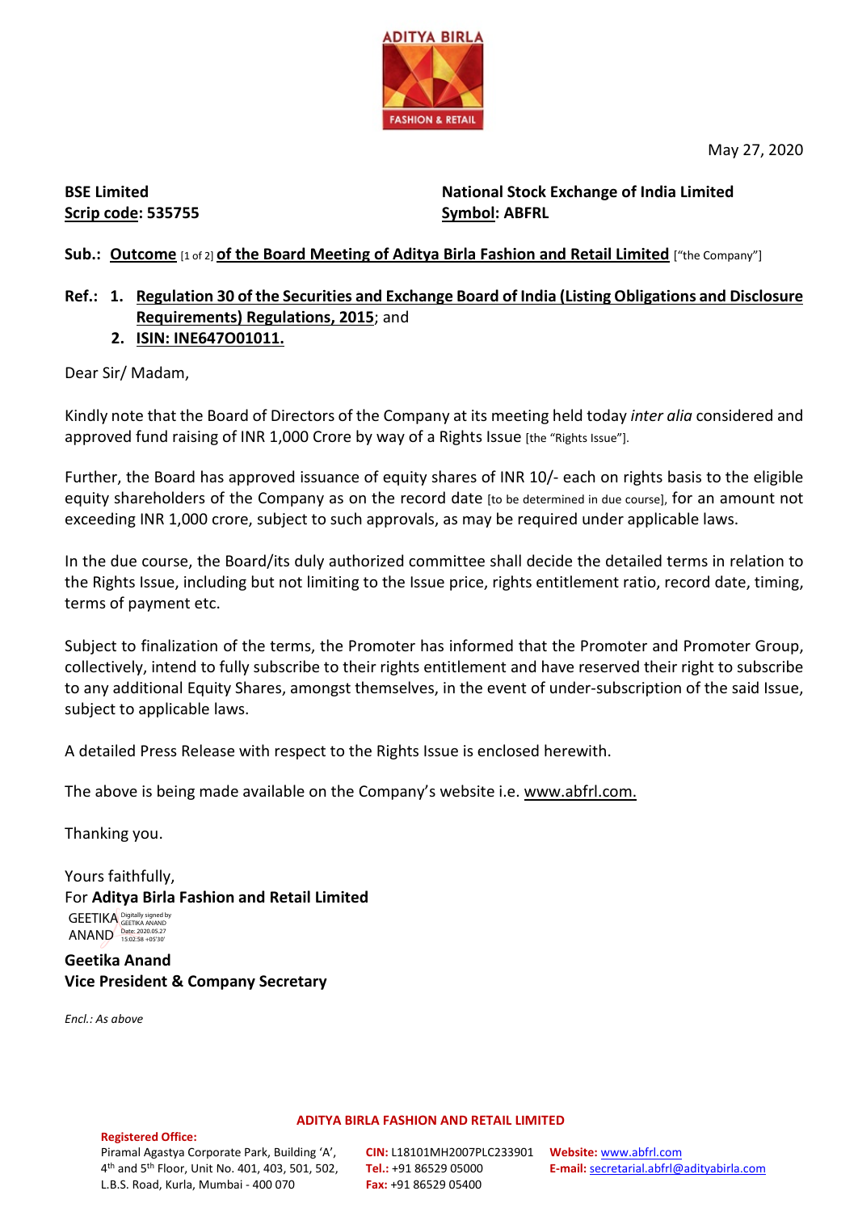May 27, 2020

**BSE Limited**
**Scrip code: 535755**

**National Stock Exchange of India Limited**
**Symbol: ABFRL**

**Sub.: Outcome** [1 of 2] **of the Board Meeting of Aditya Birla Fashion and Retail Limited** ["the Company"]

**Ref.:**
1. **Regulation 30 of the Securities and Exchange Board of India (Listing Obligations and Disclosure Requirements) Regulations, 2015**; and
2. **ISIN: INE647O01011.**

Dear Sir/ Madam,

Kindly note that the Board of Directors of the Company at its meeting held today *inter alia* considered and approved fund raising of INR 1,000 Crore by way of a Rights Issue [the "Rights Issue"].

Further, the Board has approved issuance of equity shares of INR 10/- each on rights basis to the eligible equity shareholders of the Company as on the record date [to be determined in due course], for an amount not exceeding INR 1,000 crore, subject to such approvals, as may be required under applicable laws.

In the due course, the Board/its duly authorized committee shall decide the detailed terms in relation to the Rights Issue, including but not limiting to the Issue price, rights entitlement ratio, record date, timing, terms of payment etc.

Subject to finalization of the terms, the Promoter has informed that the Promoter and Promoter Group, collectively, intend to fully subscribe to their rights entitlement and have reserved their right to subscribe to any additional Equity Shares, amongst themselves, in the event of under-subscription of the said Issue, subject to applicable laws.

A detailed Press Release with respect to the Rights Issue is enclosed herewith.

The above is being made available on the Company's website i.e. www.abfrl.com.

Thanking you.

Yours faithfully,
For **Aditya Birla Fashion and Retail Limited**

GEETIKA ANAND (Digitally signed by GEETIKA ANAND Date: 2020.05.27 15:02:58 +05'30')

**Geetika Anand**
**Vice President & Company Secretary**

*Encl.: As above*

**ADITYA BIRLA FASHION AND RETAIL LIMITED**

**Registered Office:**
Piramal Agastya Corporate Park, Building 'A', 4th and 5th Floor, Unit No. 401, 403, 501, 502, L.B.S. Road, Kurla, Mumbai - 400 070

**CIN:** L18101MH2007PLC233901
**Tel.:** +91 86529 05000
**Fax:** +91 86529 05400

**Website:** www.abfrl.com
**E-mail:** secretarial.abfrl@adityabirla.com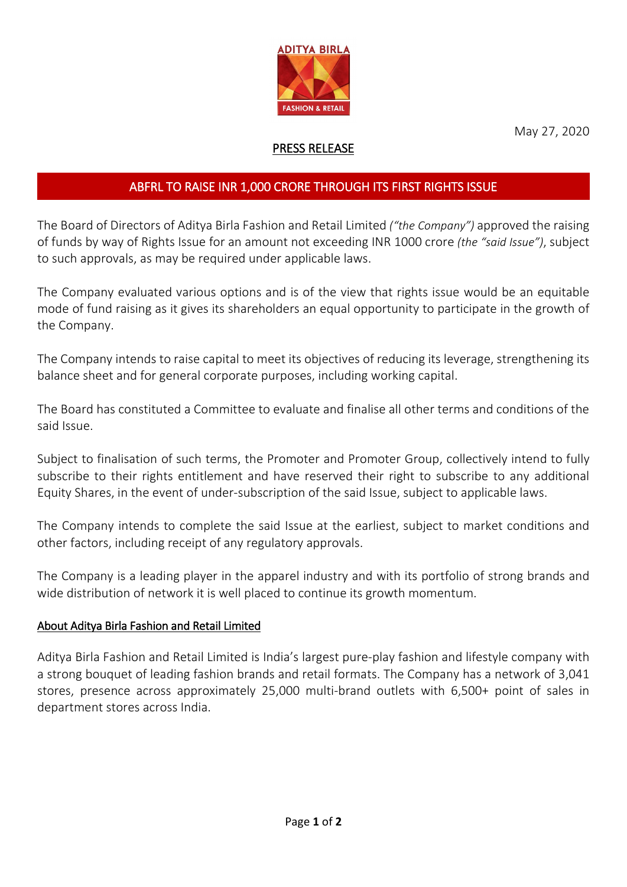May 27, 2020

PRESS RELEASE

## ABFRL TO RAISE INR 1,000 CRORE THROUGH ITS FIRST RIGHTS ISSUE

The Board of Directors of Aditya Birla Fashion and Retail Limited *("the Company")* approved the raising of funds by way of Rights Issue for an amount not exceeding INR 1000 crore *(the "said Issue")*, subject to such approvals, as may be required under applicable laws.

The Company evaluated various options and is of the view that rights issue would be an equitable mode of fund raising as it gives its shareholders an equal opportunity to participate in the growth of the Company.

The Company intends to raise capital to meet its objectives of reducing its leverage, strengthening its balance sheet and for general corporate purposes, including working capital.

The Board has constituted a Committee to evaluate and finalise all other terms and conditions of the said Issue.

Subject to finalisation of such terms, the Promoter and Promoter Group, collectively intend to fully subscribe to their rights entitlement and have reserved their right to subscribe to any additional Equity Shares, in the event of under-subscription of the said Issue, subject to applicable laws.

The Company intends to complete the said Issue at the earliest, subject to market conditions and other factors, including receipt of any regulatory approvals.

The Company is a leading player in the apparel industry and with its portfolio of strong brands and wide distribution of network it is well placed to continue its growth momentum.

### About Aditya Birla Fashion and Retail Limited

Aditya Birla Fashion and Retail Limited is India's largest pure-play fashion and lifestyle company with a strong bouquet of leading fashion brands and retail formats. The Company has a network of 3,041 stores, presence across approximately 25,000 multi-brand outlets with 6,500+ point of sales in department stores across India.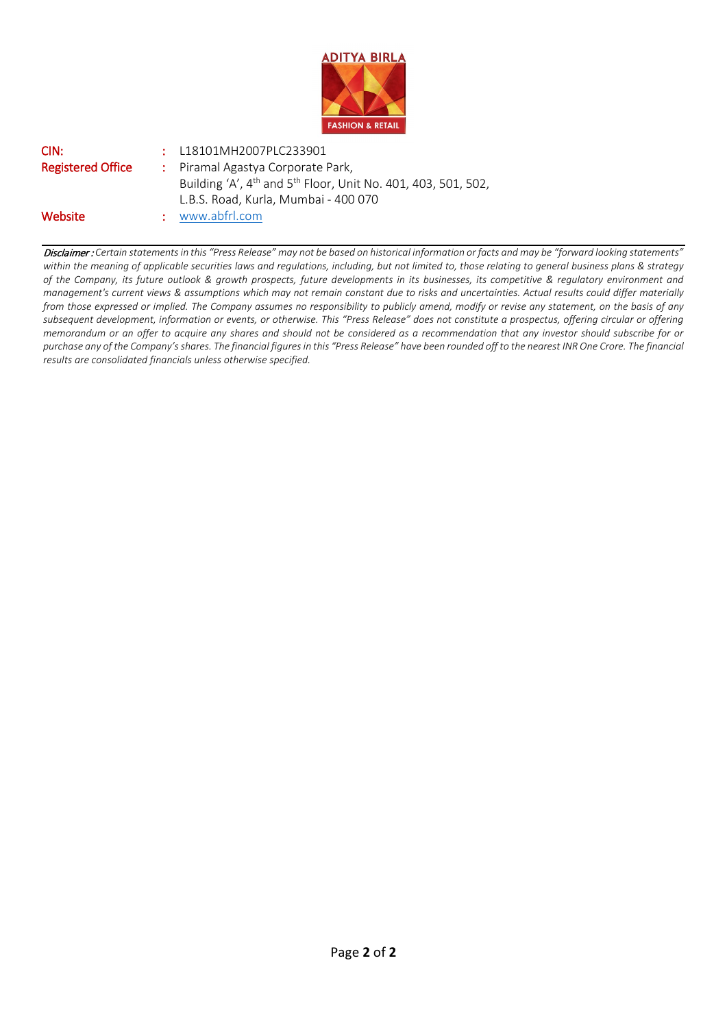ADITYA BIRLA
FASHION & RETAIL

| | | |
|---|---|---|
| CIN: | : | L18101MH2007PLC233901 |
| Registered Office | : | Piramal Agastya Corporate Park, Building 'A', 4th and 5th Floor, Unit No. 401, 403, 501, 502, L.B.S. Road, Kurla, Mumbai - 400 070 |
| Website | : | www.abfrl.com |

***Disclaimer :*** *Certain statements in this "Press Release" may not be based on historical information or facts and may be "forward looking statements" within the meaning of applicable securities laws and regulations, including, but not limited to, those relating to general business plans & strategy of the Company, its future outlook & growth prospects, future developments in its businesses, its competitive & regulatory environment and management's current views & assumptions which may not remain constant due to risks and uncertainties. Actual results could differ materially from those expressed or implied. The Company assumes no responsibility to publicly amend, modify or revise any statement, on the basis of any subsequent development, information or events, or otherwise. This "Press Release" does not constitute a prospectus, offering circular or offering memorandum or an offer to acquire any shares and should not be considered as a recommendation that any investor should subscribe for or purchase any of the Company's shares. The financial figures in this "Press Release" have been rounded off to the nearest INR One Crore. The financial results are consolidated financials unless otherwise specified.*